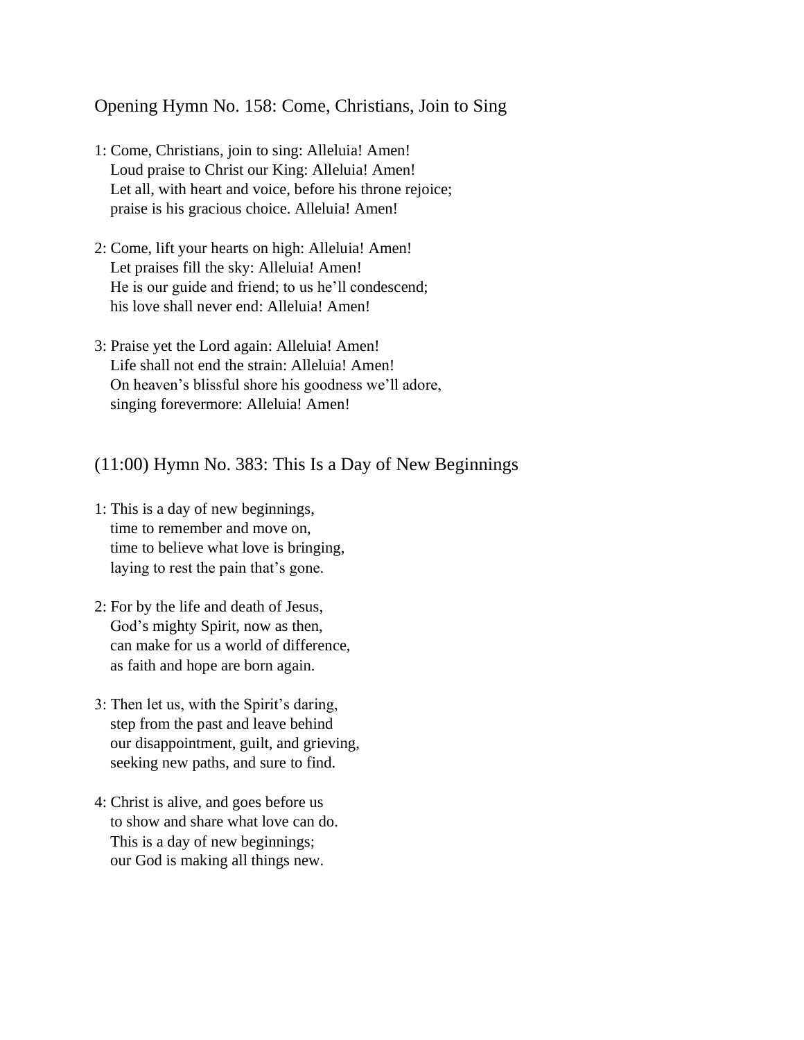## Opening Hymn No. 158: Come, Christians, Join to Sing

1: Come, Christians, join to sing: Alleluia! Amen!
Loud praise to Christ our King: Alleluia! Amen!
Let all, with heart and voice, before his throne rejoice;
praise is his gracious choice. Alleluia! Amen!

2: Come, lift your hearts on high: Alleluia! Amen!
Let praises fill the sky: Alleluia! Amen!
He is our guide and friend; to us he'll condescend;
his love shall never end: Alleluia! Amen!

3: Praise yet the Lord again: Alleluia! Amen!
Life shall not end the strain: Alleluia! Amen!
On heaven's blissful shore his goodness we'll adore,
singing forevermore: Alleluia! Amen!

## (11:00) Hymn No. 383: This Is a Day of New Beginnings

1: This is a day of new beginnings,
time to remember and move on,
time to believe what love is bringing,
laying to rest the pain that's gone.

2: For by the life and death of Jesus,
God's mighty Spirit, now as then,
can make for us a world of difference,
as faith and hope are born again.

3: Then let us, with the Spirit's daring,
step from the past and leave behind
our disappointment, guilt, and grieving,
seeking new paths, and sure to find.

4: Christ is alive, and goes before us
to show and share what love can do.
This is a day of new beginnings;
our God is making all things new.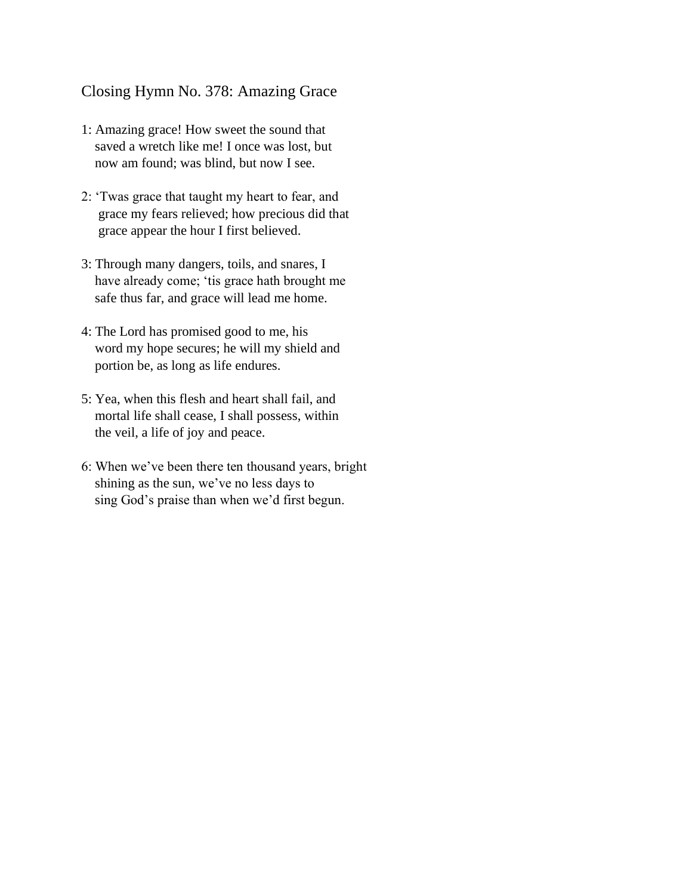## Closing Hymn No. 378: Amazing Grace

1: Amazing grace! How sweet the sound that saved a wretch like me! I once was lost, but now am found; was blind, but now I see.

2: 'Twas grace that taught my heart to fear, and grace my fears relieved; how precious did that grace appear the hour I first believed.

3: Through many dangers, toils, and snares, I have already come; 'tis grace hath brought me safe thus far, and grace will lead me home.

4: The Lord has promised good to me, his word my hope secures; he will my shield and portion be, as long as life endures.

5: Yea, when this flesh and heart shall fail, and mortal life shall cease, I shall possess, within the veil, a life of joy and peace.

6: When we've been there ten thousand years, bright shining as the sun, we've no less days to sing God's praise than when we'd first begun.